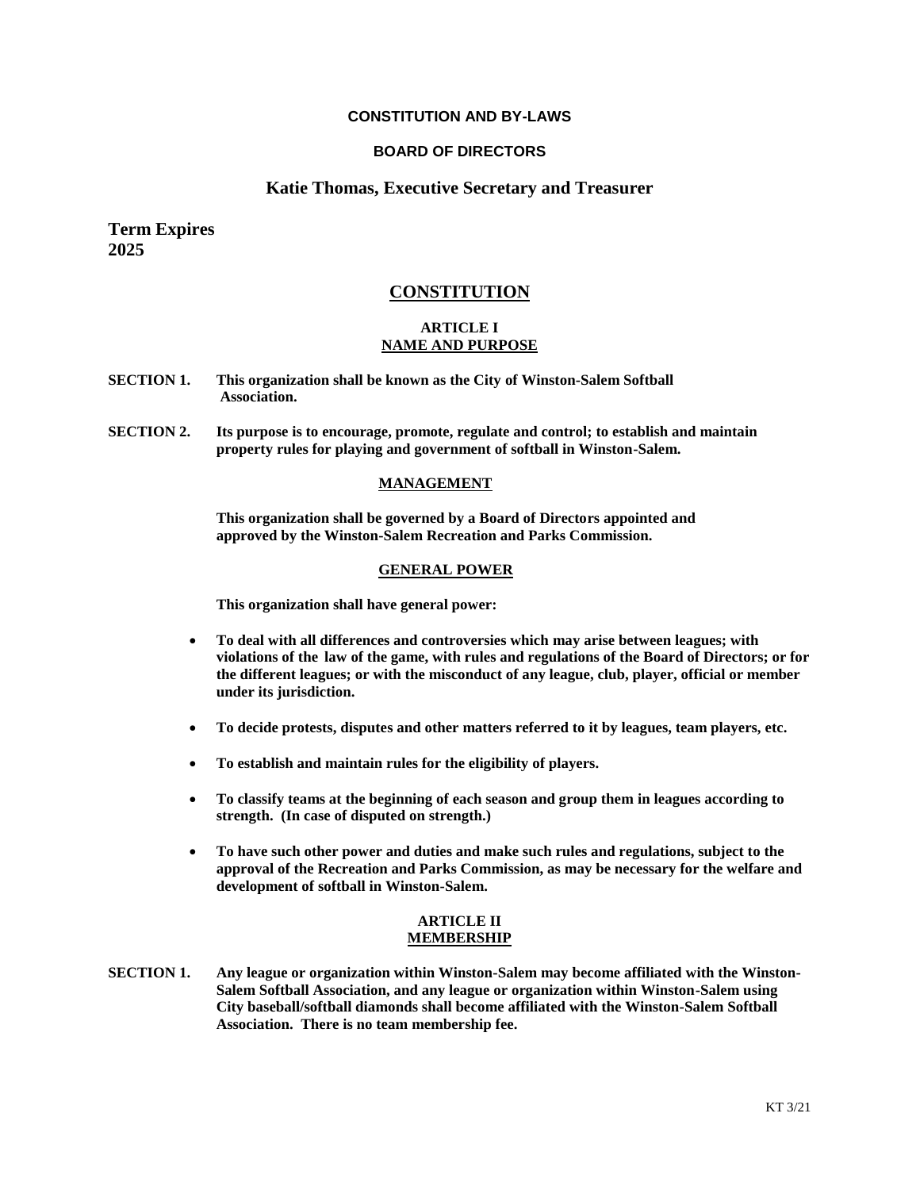**CONSTITUTION AND BY-LAWS**

**BOARD OF DIRECTORS**

**Katie Thomas, Executive Secretary and Treasurer**

**Term Expires**
**2025**

# CONSTITUTION

## ARTICLE I
## NAME AND PURPOSE

**SECTION 1.** **This organization shall be known as the City of Winston-Salem Softball Association.**

**SECTION 2.** **Its purpose is to encourage, promote, regulate and control; to establish and maintain property rules for playing and government of softball in Winston-Salem.**

### MANAGEMENT

**This organization shall be governed by a Board of Directors appointed and approved by the Winston-Salem Recreation and Parks Commission.**

### GENERAL POWER

**This organization shall have general power:**

- **To deal with all differences and controversies which may arise between leagues; with violations of the law of the game, with rules and regulations of the Board of Directors; or for the different leagues; or with the misconduct of any league, club, player, official or member under its jurisdiction.**
- **To decide protests, disputes and other matters referred to it by leagues, team players, etc.**
- **To establish and maintain rules for the eligibility of players.**
- **To classify teams at the beginning of each season and group them in leagues according to strength. (In case of disputed on strength.)**
- **To have such other power and duties and make such rules and regulations, subject to the approval of the Recreation and Parks Commission, as may be necessary for the welfare and development of softball in Winston-Salem.**

## ARTICLE II
## MEMBERSHIP

**SECTION 1.** **Any league or organization within Winston-Salem may become affiliated with the Winston-Salem Softball Association, and any league or organization within Winston-Salem using City baseball/softball diamonds shall become affiliated with the Winston-Salem Softball Association. There is no team membership fee.**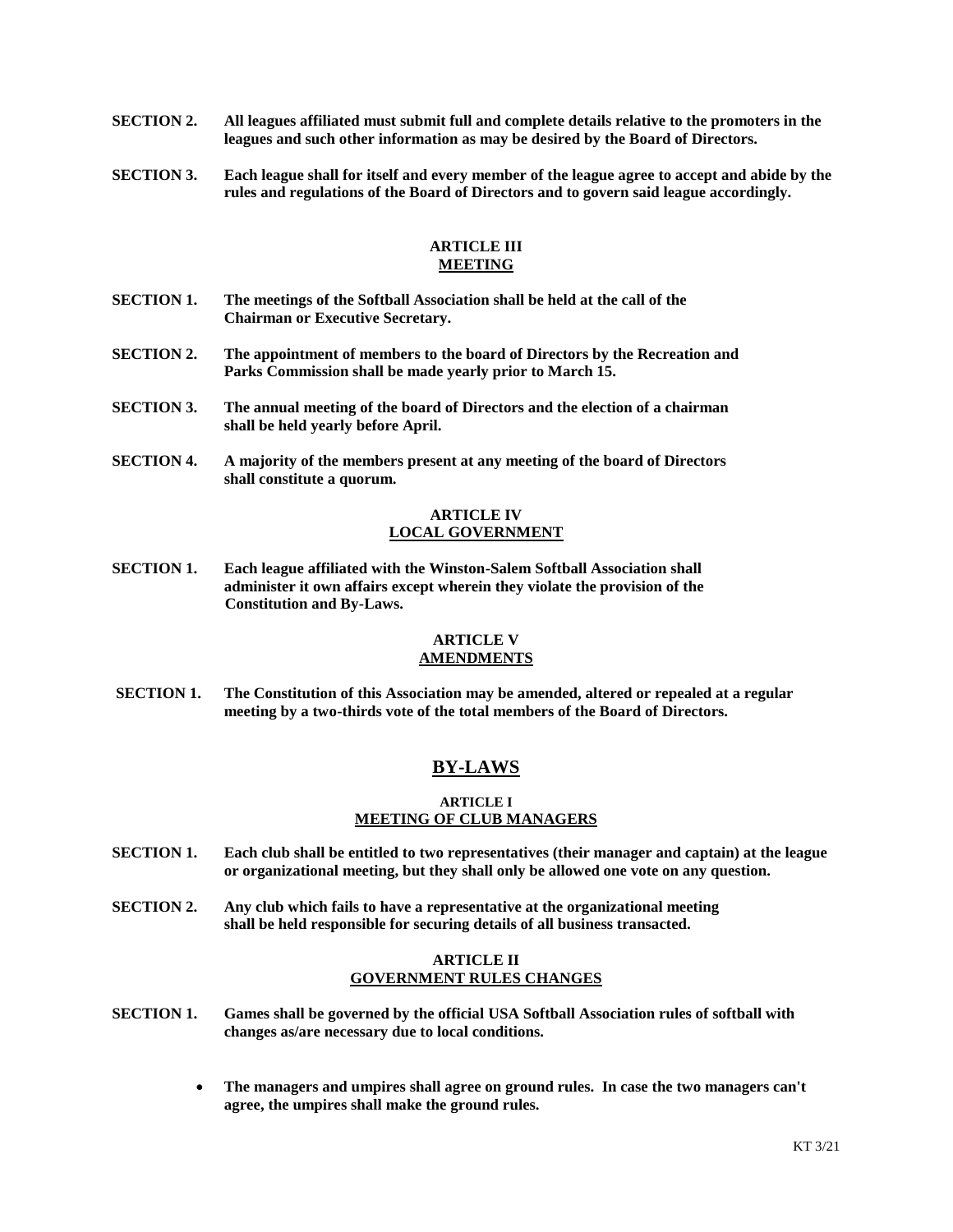**SECTION 2.** **All leagues affiliated must submit full and complete details relative to the promoters in the leagues and such other information as may be desired by the Board of Directors.**

**SECTION 3.** **Each league shall for itself and every member of the league agree to accept and abide by the rules and regulations of the Board of Directors and to govern said league accordingly.**

### ARTICLE III
### MEETING

**SECTION 1.** **The meetings of the Softball Association shall be held at the call of the Chairman or Executive Secretary.**

**SECTION 2.** **The appointment of members to the board of Directors by the Recreation and Parks Commission shall be made yearly prior to March 15.**

**SECTION 3.** **The annual meeting of the board of Directors and the election of a chairman shall be held yearly before April.**

**SECTION 4.** **A majority of the members present at any meeting of the board of Directors shall constitute a quorum.**

### ARTICLE IV
### LOCAL GOVERNMENT

**SECTION 1.** **Each league affiliated with the Winston-Salem Softball Association shall administer it own affairs except wherein they violate the provision of the Constitution and By-Laws.**

### ARTICLE V
### AMENDMENTS

**SECTION 1.** **The Constitution of this Association may be amended, altered or repealed at a regular meeting by a two-thirds vote of the total members of the Board of Directors.**

## BY-LAWS

### ARTICLE I
### MEETING OF CLUB MANAGERS

**SECTION 1.** **Each club shall be entitled to two representatives (their manager and captain) at the league or organizational meeting, but they shall only be allowed one vote on any question.**

**SECTION 2.** **Any club which fails to have a representative at the organizational meeting shall be held responsible for securing details of all business transacted.**

### ARTICLE II
### GOVERNMENT RULES CHANGES

**SECTION 1.** **Games shall be governed by the official USA Softball Association rules of softball with changes as/are necessary due to local conditions.**

- **The managers and umpires shall agree on ground rules. In case the two managers can't agree, the umpires shall make the ground rules.**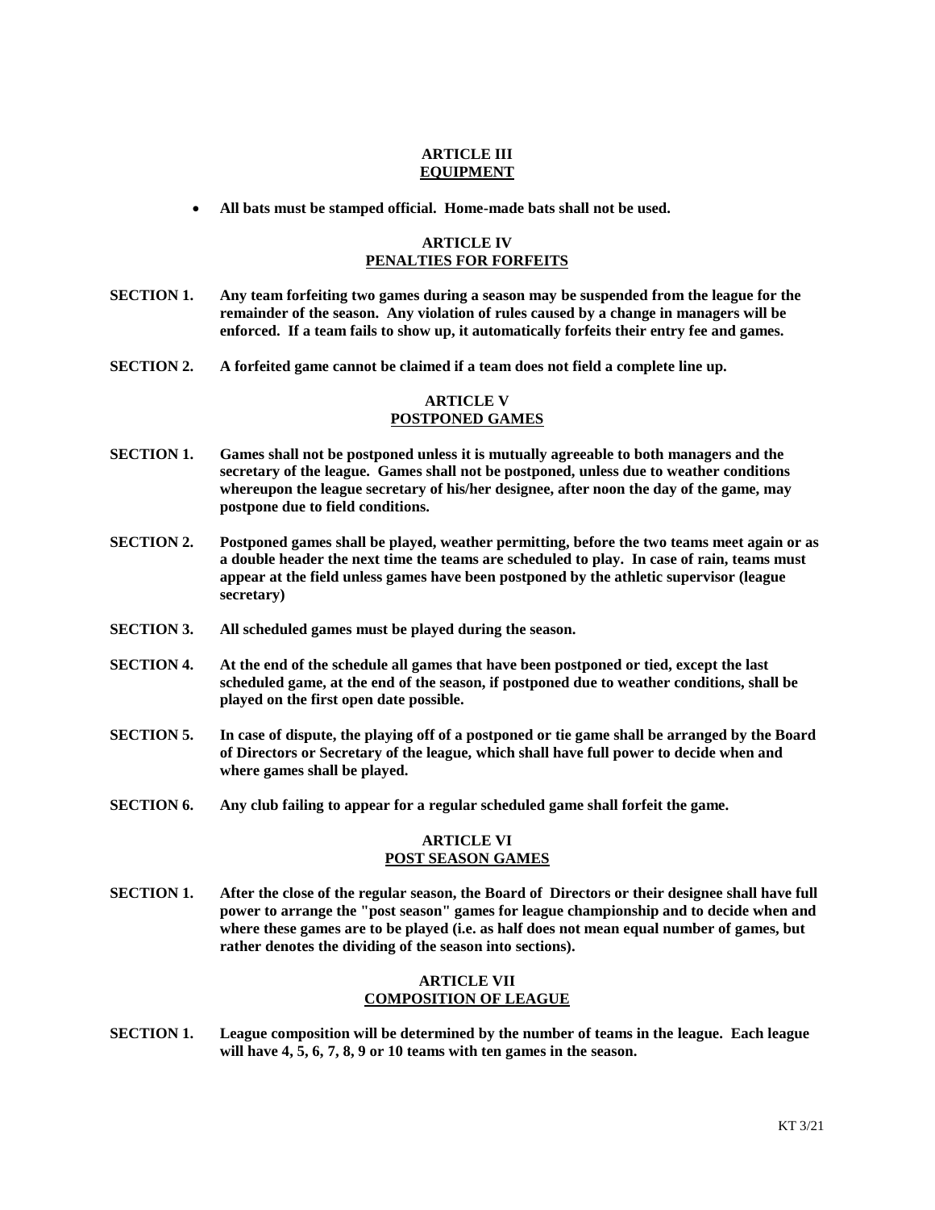## ARTICLE III
## EQUIPMENT

- **All bats must be stamped official. Home-made bats shall not be used.**

## ARTICLE IV
## PENALTIES FOR FORFEITS

**SECTION 1.** **Any team forfeiting two games during a season may be suspended from the league for the remainder of the season. Any violation of rules caused by a change in managers will be enforced. If a team fails to show up, it automatically forfeits their entry fee and games.**

**SECTION 2.** **A forfeited game cannot be claimed if a team does not field a complete line up.**

## ARTICLE V
## POSTPONED GAMES

**SECTION 1.** **Games shall not be postponed unless it is mutually agreeable to both managers and the secretary of the league. Games shall not be postponed, unless due to weather conditions whereupon the league secretary of his/her designee, after noon the day of the game, may postpone due to field conditions.**

**SECTION 2.** **Postponed games shall be played, weather permitting, before the two teams meet again or as a double header the next time the teams are scheduled to play. In case of rain, teams must appear at the field unless games have been postponed by the athletic supervisor (league secretary)**

**SECTION 3.** **All scheduled games must be played during the season.**

**SECTION 4.** **At the end of the schedule all games that have been postponed or tied, except the last scheduled game, at the end of the season, if postponed due to weather conditions, shall be played on the first open date possible.**

**SECTION 5.** **In case of dispute, the playing off of a postponed or tie game shall be arranged by the Board of Directors or Secretary of the league, which shall have full power to decide when and where games shall be played.**

**SECTION 6.** **Any club failing to appear for a regular scheduled game shall forfeit the game.**

## ARTICLE VI
## POST SEASON GAMES

**SECTION 1.** **After the close of the regular season, the Board of Directors or their designee shall have full power to arrange the "post season" games for league championship and to decide when and where these games are to be played (i.e. as half does not mean equal number of games, but rather denotes the dividing of the season into sections).**

## ARTICLE VII
## COMPOSITION OF LEAGUE

**SECTION 1.** **League composition will be determined by the number of teams in the league. Each league will have 4, 5, 6, 7, 8, 9 or 10 teams with ten games in the season.**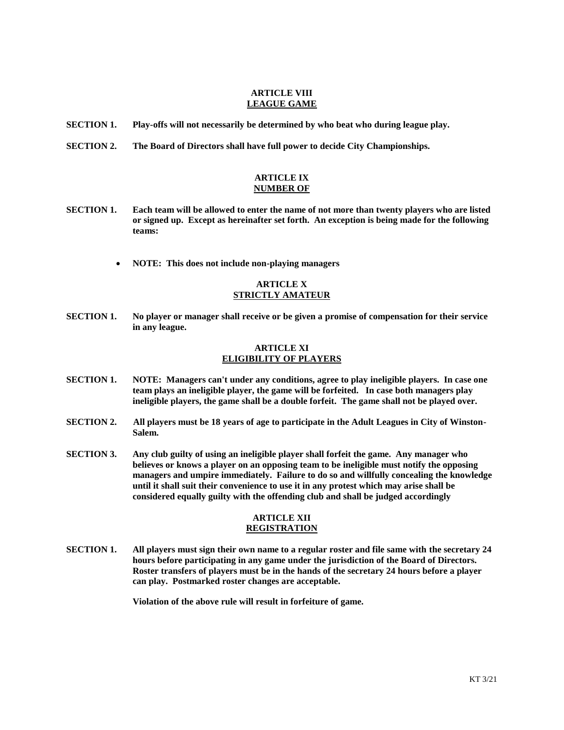## ARTICLE VIII
## LEAGUE GAME

**SECTION 1.** **Play-offs will not necessarily be determined by who beat who during league play.**

**SECTION 2.** **The Board of Directors shall have full power to decide City Championships.**

## ARTICLE IX
## NUMBER OF

**SECTION 1.** **Each team will be allowed to enter the name of not more than twenty players who are listed or signed up. Except as hereinafter set forth. An exception is being made for the following teams:**

- **NOTE: This does not include non-playing managers**

## ARTICLE X
## STRICTLY AMATEUR

**SECTION 1.** **No player or manager shall receive or be given a promise of compensation for their service in any league.**

## ARTICLE XI
## ELIGIBILITY OF PLAYERS

**SECTION 1.** **NOTE: Managers can't under any conditions, agree to play ineligible players. In case one team plays an ineligible player, the game will be forfeited. In case both managers play ineligible players, the game shall be a double forfeit. The game shall not be played over.**

**SECTION 2.** **All players must be 18 years of age to participate in the Adult Leagues in City of Winston-Salem.**

**SECTION 3.** **Any club guilty of using an ineligible player shall forfeit the game. Any manager who believes or knows a player on an opposing team to be ineligible must notify the opposing managers and umpire immediately. Failure to do so and willfully concealing the knowledge until it shall suit their convenience to use it in any protest which may arise shall be considered equally guilty with the offending club and shall be judged accordingly**

## ARTICLE XII
## REGISTRATION

**SECTION 1.** **All players must sign their own name to a regular roster and file same with the secretary 24 hours before participating in any game under the jurisdiction of the Board of Directors. Roster transfers of players must be in the hands of the secretary 24 hours before a player can play. Postmarked roster changes are acceptable.**

**Violation of the above rule will result in forfeiture of game.**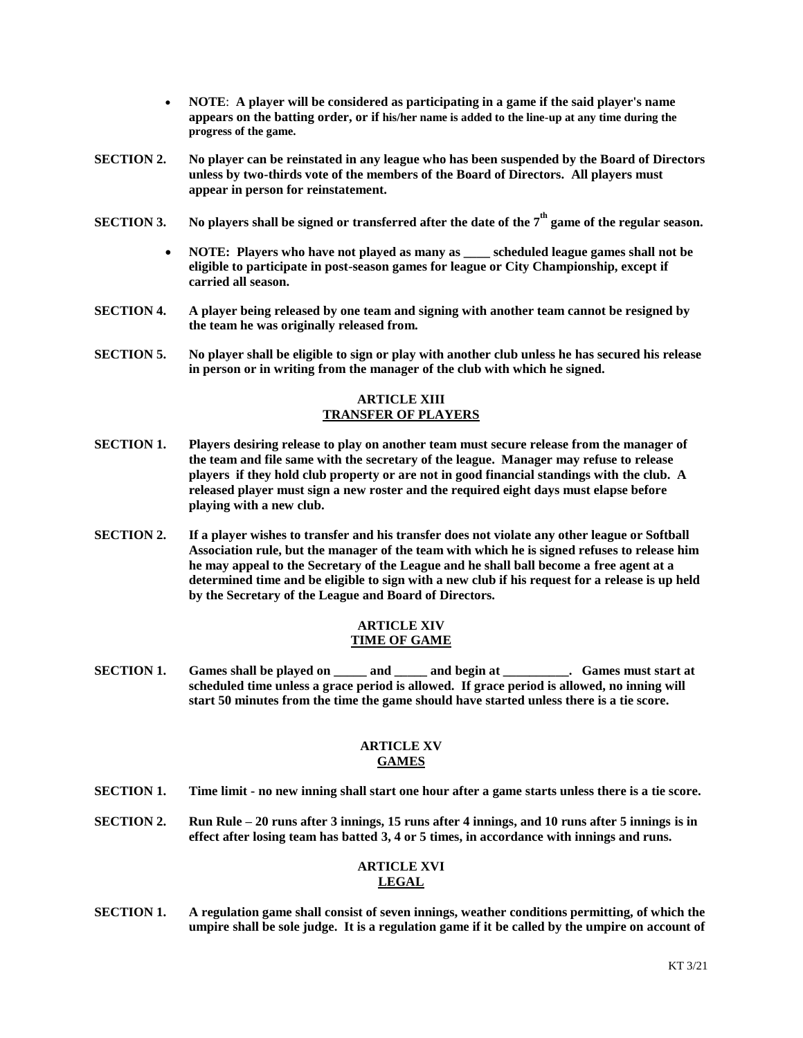- **NOTE**: **A player will be considered as participating in a game if the said player's name appears on the batting order, or if his/her name is added to the line-up at any time during the progress of the game.**

**SECTION 2.** **No player can be reinstated in any league who has been suspended by the Board of Directors unless by two-thirds vote of the members of the Board of Directors. All players must appear in person for reinstatement.**

**SECTION 3.** **No players shall be signed or transferred after the date of the 7th game of the regular season.**

- **NOTE: Players who have not played as many as ____ scheduled league games shall not be eligible to participate in post-season games for league or City Championship, except if carried all season.**

**SECTION 4.** **A player being released by one team and signing with another team cannot be resigned by the team he was originally released from.**

**SECTION 5.** **No player shall be eligible to sign or play with another club unless he has secured his release in person or in writing from the manager of the club with which he signed.**

## ARTICLE XIII
## TRANSFER OF PLAYERS

**SECTION 1.** **Players desiring release to play on another team must secure release from the manager of the team and file same with the secretary of the league. Manager may refuse to release players if they hold club property or are not in good financial standings with the club. A released player must sign a new roster and the required eight days must elapse before playing with a new club.**

**SECTION 2.** **If a player wishes to transfer and his transfer does not violate any other league or Softball Association rule, but the manager of the team with which he is signed refuses to release him he may appeal to the Secretary of the League and he shall ball become a free agent at a determined time and be eligible to sign with a new club if his request for a release is up held by the Secretary of the League and Board of Directors.**

## ARTICLE XIV
## TIME OF GAME

**SECTION 1.** **Games shall be played on _____ and _____ and begin at __________. Games must start at scheduled time unless a grace period is allowed. If grace period is allowed, no inning will start 50 minutes from the time the game should have started unless there is a tie score.**

## ARTICLE XV
## GAMES

**SECTION 1.** **Time limit - no new inning shall start one hour after a game starts unless there is a tie score.**

**SECTION 2.** **Run Rule – 20 runs after 3 innings, 15 runs after 4 innings, and 10 runs after 5 innings is in effect after losing team has batted 3, 4 or 5 times, in accordance with innings and runs.**

## ARTICLE XVI
## LEGAL

**SECTION 1.** **A regulation game shall consist of seven innings, weather conditions permitting, of which the umpire shall be sole judge. It is a regulation game if it be called by the umpire on account of**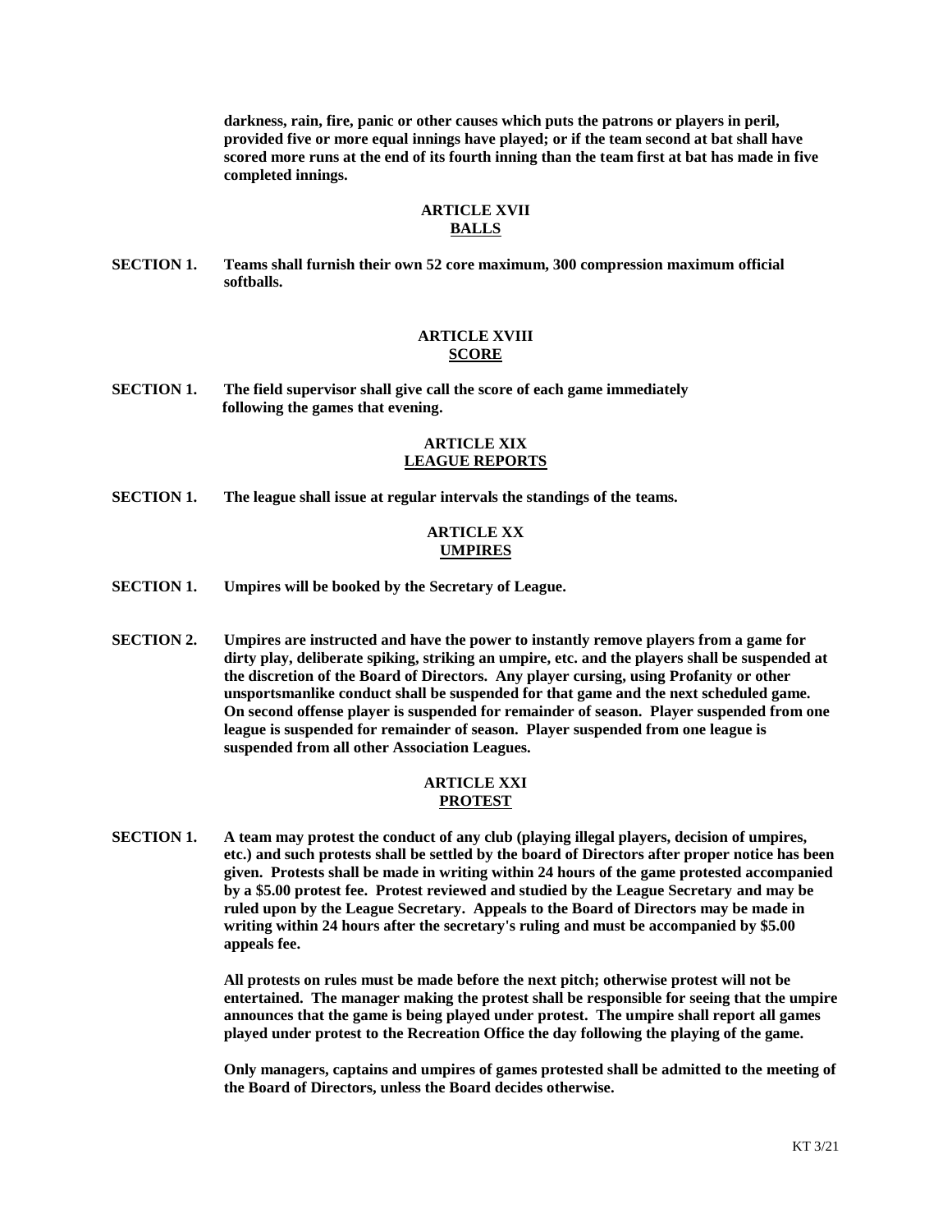**darkness, rain, fire, panic or other causes which puts the patrons or players in peril, provided five or more equal innings have played; or if the team second at bat shall have scored more runs at the end of its fourth inning than the team first at bat has made in five completed innings.**

## ARTICLE XVII
## BALLS

**SECTION 1.** **Teams shall furnish their own 52 core maximum, 300 compression maximum official softballs.**

## ARTICLE XVIII
## SCORE

**SECTION 1.** **The field supervisor shall give call the score of each game immediately following the games that evening.**

## ARTICLE XIX
## LEAGUE REPORTS

**SECTION 1.** **The league shall issue at regular intervals the standings of the teams.**

## ARTICLE XX
## UMPIRES

**SECTION 1.** **Umpires will be booked by the Secretary of League.**

**SECTION 2.** **Umpires are instructed and have the power to instantly remove players from a game for dirty play, deliberate spiking, striking an umpire, etc. and the players shall be suspended at the discretion of the Board of Directors. Any player cursing, using Profanity or other unsportsmanlike conduct shall be suspended for that game and the next scheduled game. On second offense player is suspended for remainder of season. Player suspended from one league is suspended for remainder of season. Player suspended from one league is suspended from all other Association Leagues.**

## ARTICLE XXI
## PROTEST

**SECTION 1.** **A team may protest the conduct of any club (playing illegal players, decision of umpires, etc.) and such protests shall be settled by the board of Directors after proper notice has been given. Protests shall be made in writing within 24 hours of the game protested accompanied by a $5.00 protest fee. Protest reviewed and studied by the League Secretary and may be ruled upon by the League Secretary. Appeals to the Board of Directors may be made in writing within 24 hours after the secretary's ruling and must be accompanied by $5.00 appeals fee.**

**All protests on rules must be made before the next pitch; otherwise protest will not be entertained. The manager making the protest shall be responsible for seeing that the umpire announces that the game is being played under protest. The umpire shall report all games played under protest to the Recreation Office the day following the playing of the game.**

**Only managers, captains and umpires of games protested shall be admitted to the meeting of the Board of Directors, unless the Board decides otherwise.**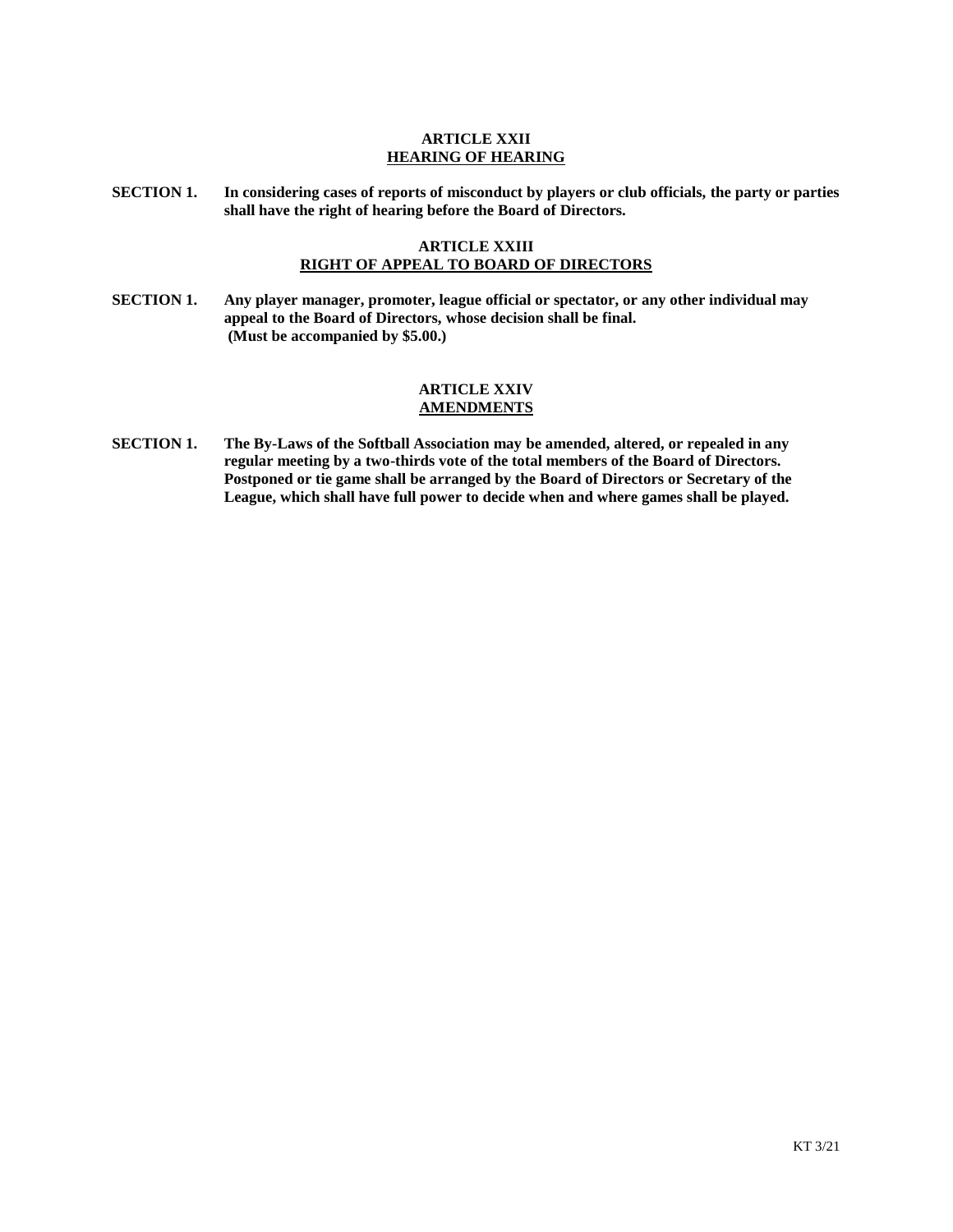## ARTICLE XXII
## HEARING OF HEARING

**SECTION 1.** **In considering cases of reports of misconduct by players or club officials, the party or parties shall have the right of hearing before the Board of Directors.**

## ARTICLE XXIII
## RIGHT OF APPEAL TO BOARD OF DIRECTORS

**SECTION 1.** **Any player manager, promoter, league official or spectator, or any other individual may appeal to the Board of Directors, whose decision shall be final. (Must be accompanied by $5.00.)**

## ARTICLE XXIV
## AMENDMENTS

**SECTION 1.** **The By-Laws of the Softball Association may be amended, altered, or repealed in any regular meeting by a two-thirds vote of the total members of the Board of Directors. Postponed or tie game shall be arranged by the Board of Directors or Secretary of the League, which shall have full power to decide when and where games shall be played.**

KT 3/21